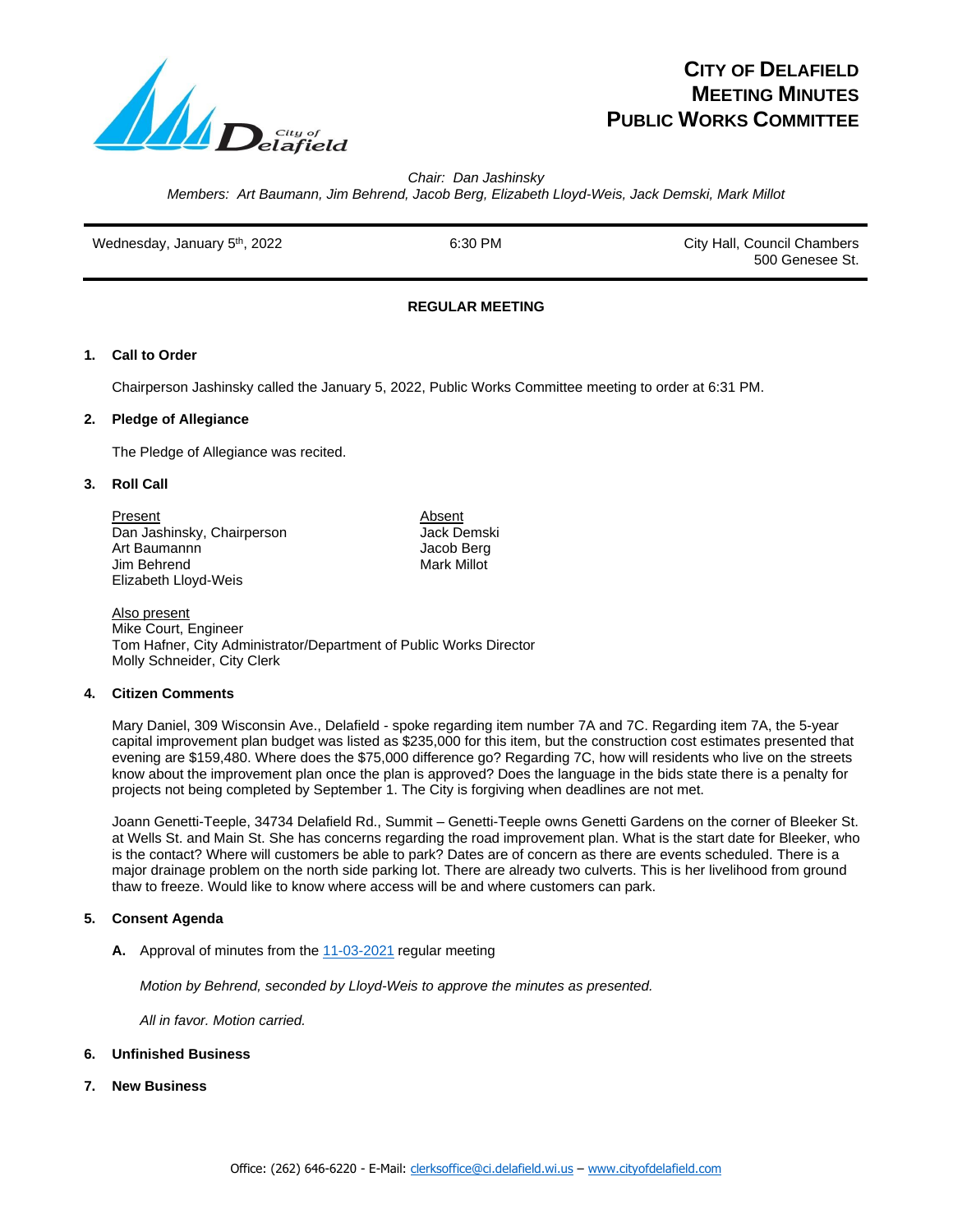# CITY OF DELAFIELD
# MEETING MINUTES
# PUBLIC WORKS COMMITTEE

*Chair: Dan Jashinsky*
*Members: Art Baumann, Jim Behrend, Jacob Berg, Elizabeth Lloyd-Weis, Jack Demski, Mark Millot*

| Wednesday, January 5th, 2022 | 6:30 PM | City Hall, Council Chambers 500 Genesee St. |
|---|---|---|

**REGULAR MEETING**

**1. Call to Order**

Chairperson Jashinsky called the January 5, 2022, Public Works Committee meeting to order at 6:31 PM.

**2. Pledge of Allegiance**

The Pledge of Allegiance was recited.

**3. Roll Call**

| Present | Absent |
|---|---|
| Dan Jashinsky, Chairperson | Jack Demski |
| Art Baumannn | Jacob Berg |
| Jim Behrend | Mark Millot |
| Elizabeth Lloyd-Weis | |

Also present
Mike Court, Engineer
Tom Hafner, City Administrator/Department of Public Works Director
Molly Schneider, City Clerk

**4. Citizen Comments**

Mary Daniel, 309 Wisconsin Ave., Delafield - spoke regarding item number 7A and 7C. Regarding item 7A, the 5-year capital improvement plan budget was listed as $235,000 for this item, but the construction cost estimates presented that evening are $159,480. Where does the $75,000 difference go? Regarding 7C, how will residents who live on the streets know about the improvement plan once the plan is approved? Does the language in the bids state there is a penalty for projects not being completed by September 1. The City is forgiving when deadlines are not met.

Joann Genetti-Teeple, 34734 Delafield Rd., Summit – Genetti-Teeple owns Genetti Gardens on the corner of Bleeker St. at Wells St. and Main St. She has concerns regarding the road improvement plan. What is the start date for Bleeker, who is the contact? Where will customers be able to park? Dates are of concern as there are events scheduled. There is a major drainage problem on the north side parking lot. There are already two culverts. This is her livelihood from ground thaw to freeze. Would like to know where access will be and where customers can park.

**5. Consent Agenda**

**A.** Approval of minutes from the 11-03-2021 regular meeting

*Motion by Behrend, seconded by Lloyd-Weis to approve the minutes as presented.*

*All in favor. Motion carried.*

**6. Unfinished Business**

**7. New Business**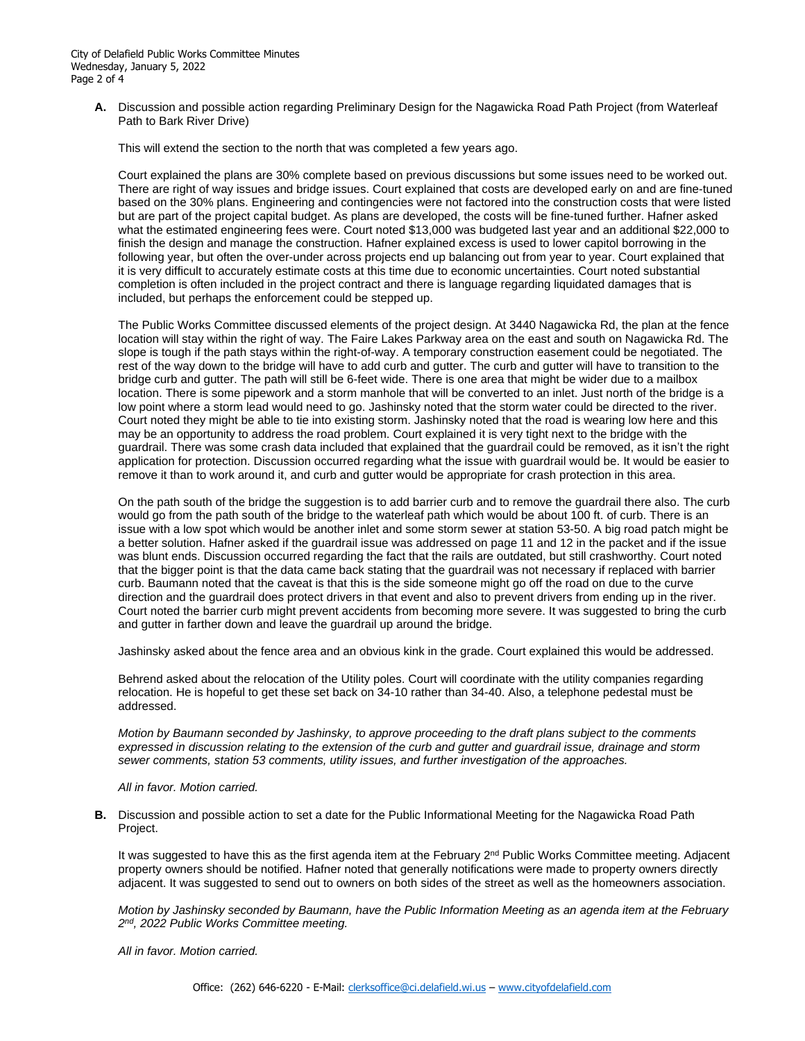**A.** Discussion and possible action regarding Preliminary Design for the Nagawicka Road Path Project (from Waterleaf Path to Bark River Drive)

This will extend the section to the north that was completed a few years ago.

Court explained the plans are 30% complete based on previous discussions but some issues need to be worked out. There are right of way issues and bridge issues. Court explained that costs are developed early on and are fine-tuned based on the 30% plans. Engineering and contingencies were not factored into the construction costs that were listed but are part of the project capital budget. As plans are developed, the costs will be fine-tuned further. Hafner asked what the estimated engineering fees were. Court noted $13,000 was budgeted last year and an additional $22,000 to finish the design and manage the construction. Hafner explained excess is used to lower capitol borrowing in the following year, but often the over-under across projects end up balancing out from year to year. Court explained that it is very difficult to accurately estimate costs at this time due to economic uncertainties. Court noted substantial completion is often included in the project contract and there is language regarding liquidated damages that is included, but perhaps the enforcement could be stepped up.

The Public Works Committee discussed elements of the project design. At 3440 Nagawicka Rd, the plan at the fence location will stay within the right of way. The Faire Lakes Parkway area on the east and south on Nagawicka Rd. The slope is tough if the path stays within the right-of-way. A temporary construction easement could be negotiated. The rest of the way down to the bridge will have to add curb and gutter. The curb and gutter will have to transition to the bridge curb and gutter. The path will still be 6-feet wide. There is one area that might be wider due to a mailbox location. There is some pipework and a storm manhole that will be converted to an inlet. Just north of the bridge is a low point where a storm lead would need to go. Jashinsky noted that the storm water could be directed to the river. Court noted they might be able to tie into existing storm. Jashinsky noted that the road is wearing low here and this may be an opportunity to address the road problem. Court explained it is very tight next to the bridge with the guardrail. There was some crash data included that explained that the guardrail could be removed, as it isn't the right application for protection. Discussion occurred regarding what the issue with guardrail would be. It would be easier to remove it than to work around it, and curb and gutter would be appropriate for crash protection in this area.

On the path south of the bridge the suggestion is to add barrier curb and to remove the guardrail there also. The curb would go from the path south of the bridge to the waterleaf path which would be about 100 ft. of curb. There is an issue with a low spot which would be another inlet and some storm sewer at station 53-50. A big road patch might be a better solution. Hafner asked if the guardrail issue was addressed on page 11 and 12 in the packet and if the issue was blunt ends. Discussion occurred regarding the fact that the rails are outdated, but still crashworthy. Court noted that the bigger point is that the data came back stating that the guardrail was not necessary if replaced with barrier curb. Baumann noted that the caveat is that this is the side someone might go off the road on due to the curve direction and the guardrail does protect drivers in that event and also to prevent drivers from ending up in the river. Court noted the barrier curb might prevent accidents from becoming more severe. It was suggested to bring the curb and gutter in farther down and leave the guardrail up around the bridge.

Jashinsky asked about the fence area and an obvious kink in the grade. Court explained this would be addressed.

Behrend asked about the relocation of the Utility poles. Court will coordinate with the utility companies regarding relocation. He is hopeful to get these set back on 34-10 rather than 34-40. Also, a telephone pedestal must be addressed.

*Motion by Baumann seconded by Jashinsky, to approve proceeding to the draft plans subject to the comments expressed in discussion relating to the extension of the curb and gutter and guardrail issue, drainage and storm sewer comments, station 53 comments, utility issues, and further investigation of the approaches.*

*All in favor. Motion carried.*

**B.** Discussion and possible action to set a date for the Public Informational Meeting for the Nagawicka Road Path Project.

It was suggested to have this as the first agenda item at the February 2nd Public Works Committee meeting. Adjacent property owners should be notified. Hafner noted that generally notifications were made to property owners directly adjacent. It was suggested to send out to owners on both sides of the street as well as the homeowners association.

*Motion by Jashinsky seconded by Baumann, have the Public Information Meeting as an agenda item at the February 2nd, 2022 Public Works Committee meeting.*

*All in favor. Motion carried.*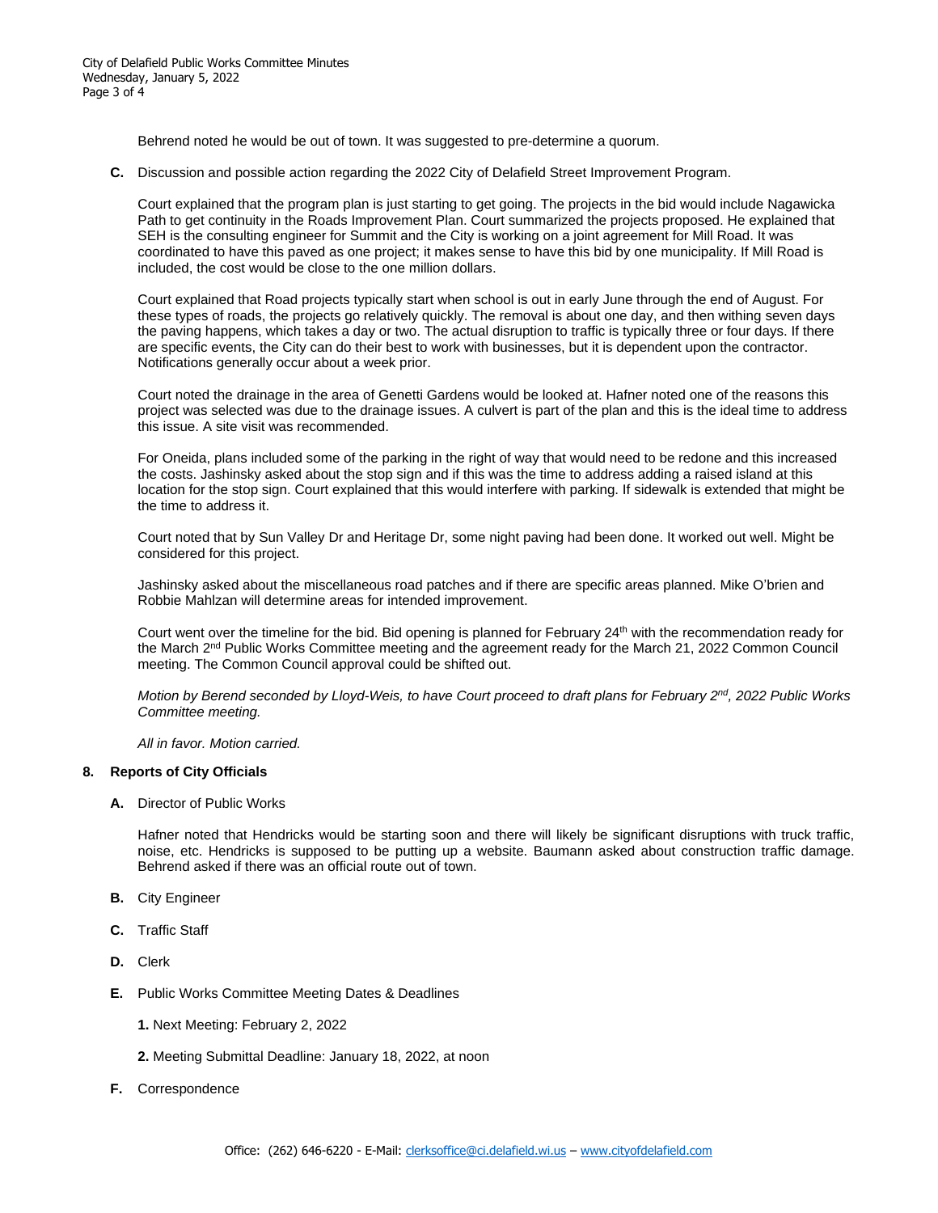Behrend noted he would be out of town. It was suggested to pre-determine a quorum.

**C.** Discussion and possible action regarding the 2022 City of Delafield Street Improvement Program.

Court explained that the program plan is just starting to get going. The projects in the bid would include Nagawicka Path to get continuity in the Roads Improvement Plan. Court summarized the projects proposed. He explained that SEH is the consulting engineer for Summit and the City is working on a joint agreement for Mill Road. It was coordinated to have this paved as one project; it makes sense to have this bid by one municipality. If Mill Road is included, the cost would be close to the one million dollars.

Court explained that Road projects typically start when school is out in early June through the end of August. For these types of roads, the projects go relatively quickly. The removal is about one day, and then withing seven days the paving happens, which takes a day or two. The actual disruption to traffic is typically three or four days. If there are specific events, the City can do their best to work with businesses, but it is dependent upon the contractor. Notifications generally occur about a week prior.

Court noted the drainage in the area of Genetti Gardens would be looked at. Hafner noted one of the reasons this project was selected was due to the drainage issues. A culvert is part of the plan and this is the ideal time to address this issue. A site visit was recommended.

For Oneida, plans included some of the parking in the right of way that would need to be redone and this increased the costs. Jashinsky asked about the stop sign and if this was the time to address adding a raised island at this location for the stop sign. Court explained that this would interfere with parking. If sidewalk is extended that might be the time to address it.

Court noted that by Sun Valley Dr and Heritage Dr, some night paving had been done. It worked out well. Might be considered for this project.

Jashinsky asked about the miscellaneous road patches and if there are specific areas planned. Mike O'brien and Robbie Mahlzan will determine areas for intended improvement.

Court went over the timeline for the bid. Bid opening is planned for February 24th with the recommendation ready for the March 2nd Public Works Committee meeting and the agreement ready for the March 21, 2022 Common Council meeting. The Common Council approval could be shifted out.

*Motion by Berend seconded by Lloyd-Weis, to have Court proceed to draft plans for February 2nd, 2022 Public Works Committee meeting.*

*All in favor. Motion carried.*

**8. Reports of City Officials**

**A.** Director of Public Works

Hafner noted that Hendricks would be starting soon and there will likely be significant disruptions with truck traffic, noise, etc. Hendricks is supposed to be putting up a website. Baumann asked about construction traffic damage. Behrend asked if there was an official route out of town.

**B.** City Engineer

**C.** Traffic Staff

**D.** Clerk

**E.** Public Works Committee Meeting Dates & Deadlines

**1.** Next Meeting: February 2, 2022

**2.** Meeting Submittal Deadline: January 18, 2022, at noon

**F.** Correspondence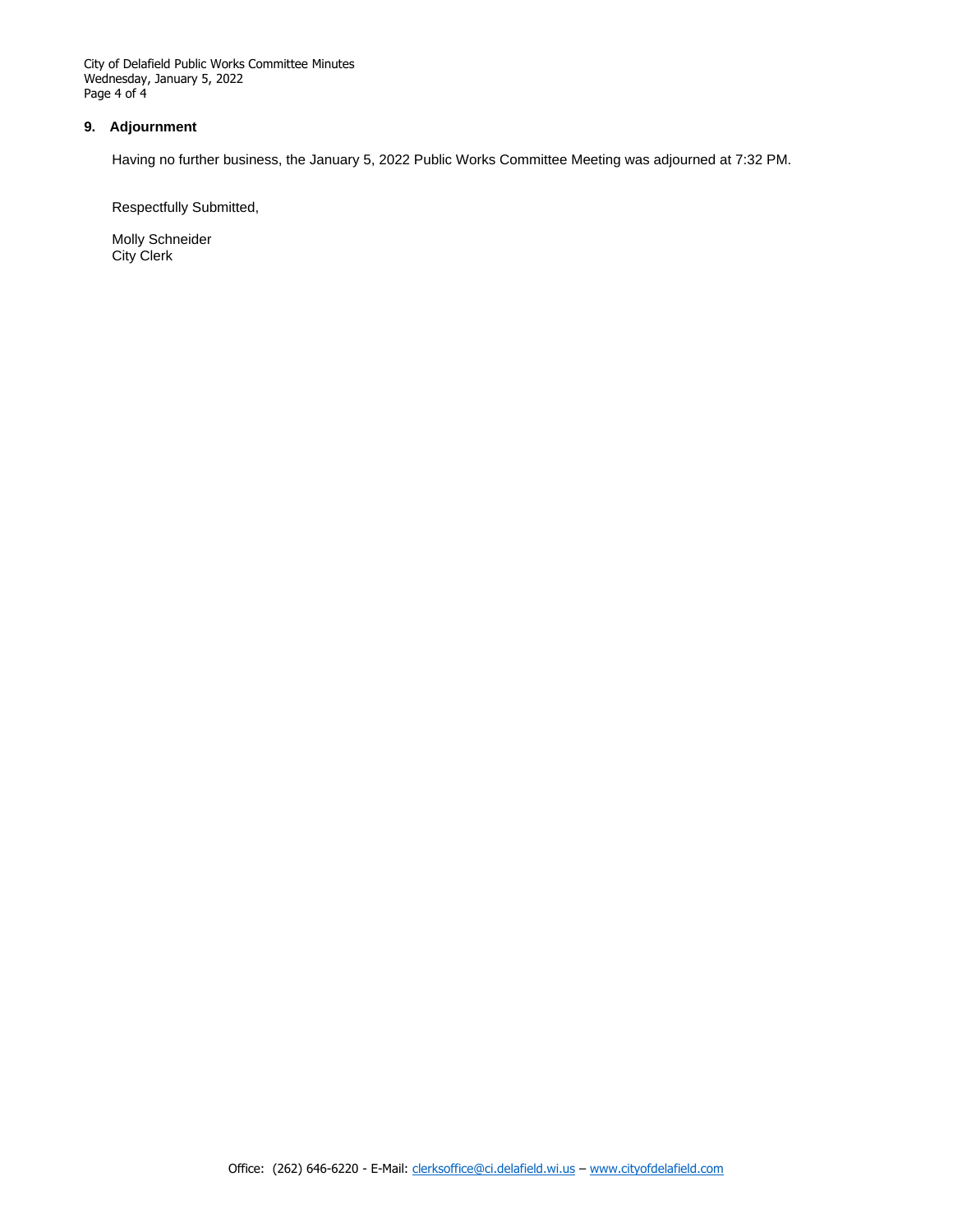## 9. Adjournment

Having no further business, the January 5, 2022 Public Works Committee Meeting was adjourned at 7:32 PM.

Respectfully Submitted,

Molly Schneider
City Clerk

Office: (262) 646-6220 - E-Mail: clerksoffice@ci.delafield.wi.us – www.cityofdelafield.com